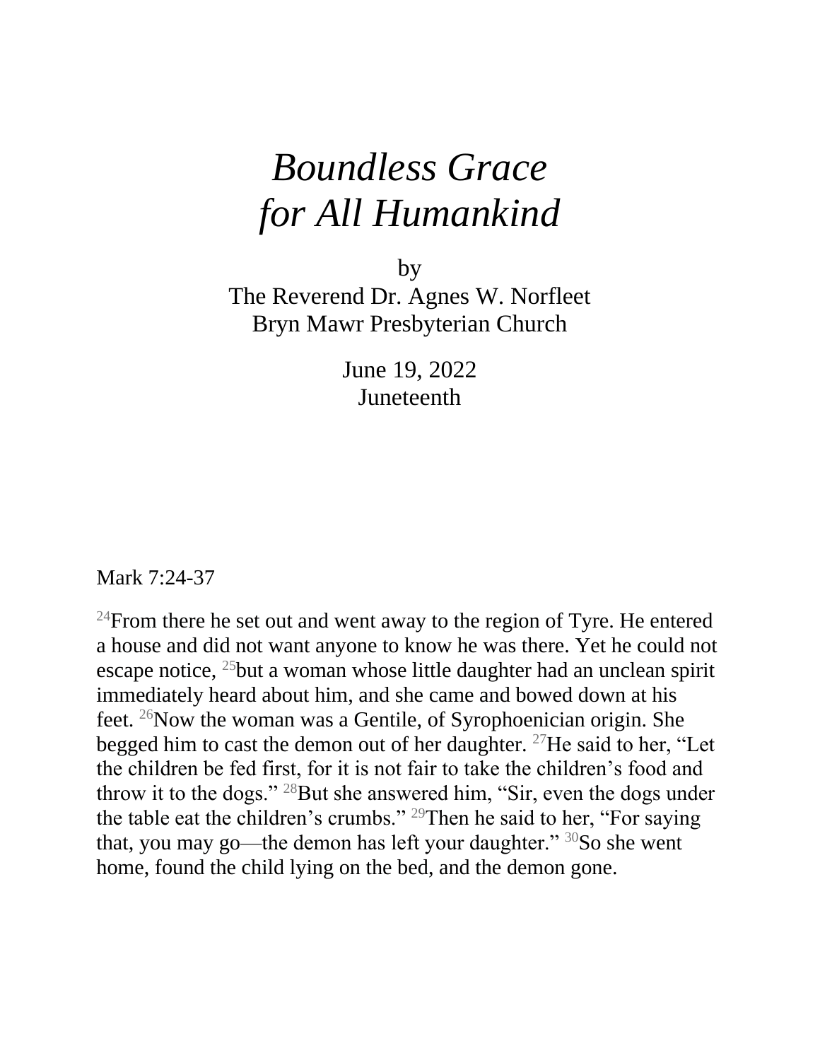# *Boundless Grace for All Humankind*

by
The Reverend Dr. Agnes W. Norfleet
Bryn Mawr Presbyterian Church

June 19, 2022
Juneteenth

Mark 7:24-37

[24]From there he set out and went away to the region of Tyre. He entered a house and did not want anyone to know he was there. Yet he could not escape notice, [25]but a woman whose little daughter had an unclean spirit immediately heard about him, and she came and bowed down at his feet. [26]Now the woman was a Gentile, of Syrophoenician origin. She begged him to cast the demon out of her daughter. [27]He said to her, "Let the children be fed first, for it is not fair to take the children's food and throw it to the dogs." [28]But she answered him, "Sir, even the dogs under the table eat the children's crumbs." [29]Then he said to her, "For saying that, you may go—the demon has left your daughter." [30]So she went home, found the child lying on the bed, and the demon gone.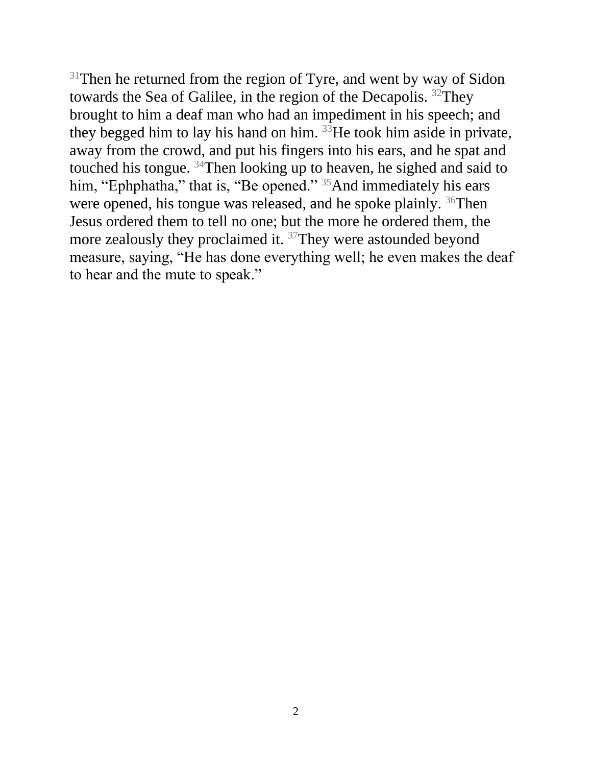[31]Then he returned from the region of Tyre, and went by way of Sidon towards the Sea of Galilee, in the region of the Decapolis. [32]They brought to him a deaf man who had an impediment in his speech; and they begged him to lay his hand on him. [33]He took him aside in private, away from the crowd, and put his fingers into his ears, and he spat and touched his tongue. [34]Then looking up to heaven, he sighed and said to him, "Ephphatha," that is, "Be opened." [35]And immediately his ears were opened, his tongue was released, and he spoke plainly. [36]Then Jesus ordered them to tell no one; but the more he ordered them, the more zealously they proclaimed it. [37]They were astounded beyond measure, saying, "He has done everything well; he even makes the deaf to hear and the mute to speak."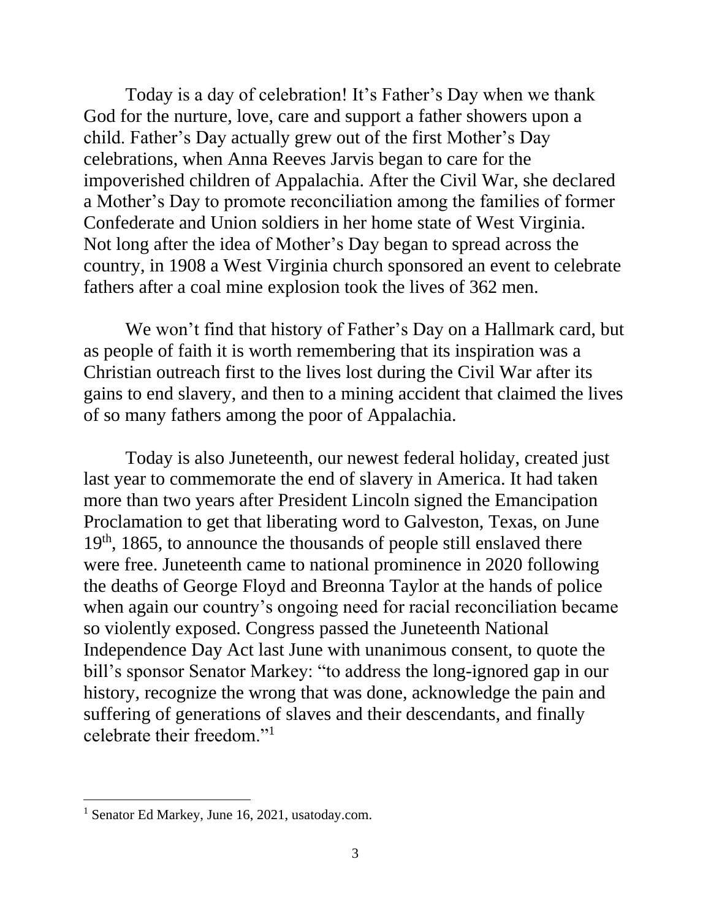Today is a day of celebration! It's Father's Day when we thank God for the nurture, love, care and support a father showers upon a child. Father's Day actually grew out of the first Mother's Day celebrations, when Anna Reeves Jarvis began to care for the impoverished children of Appalachia. After the Civil War, she declared a Mother's Day to promote reconciliation among the families of former Confederate and Union soldiers in her home state of West Virginia. Not long after the idea of Mother's Day began to spread across the country, in 1908 a West Virginia church sponsored an event to celebrate fathers after a coal mine explosion took the lives of 362 men.

We won't find that history of Father's Day on a Hallmark card, but as people of faith it is worth remembering that its inspiration was a Christian outreach first to the lives lost during the Civil War after its gains to end slavery, and then to a mining accident that claimed the lives of so many fathers among the poor of Appalachia.

Today is also Juneteenth, our newest federal holiday, created just last year to commemorate the end of slavery in America. It had taken more than two years after President Lincoln signed the Emancipation Proclamation to get that liberating word to Galveston, Texas, on June 19th, 1865, to announce the thousands of people still enslaved there were free. Juneteenth came to national prominence in 2020 following the deaths of George Floyd and Breonna Taylor at the hands of police when again our country's ongoing need for racial reconciliation became so violently exposed. Congress passed the Juneteenth National Independence Day Act last June with unanimous consent, to quote the bill's sponsor Senator Markey: "to address the long-ignored gap in our history, recognize the wrong that was done, acknowledge the pain and suffering of generations of slaves and their descendants, and finally celebrate their freedom."[1]

---

[1] Senator Ed Markey, June 16, 2021, usatoday.com.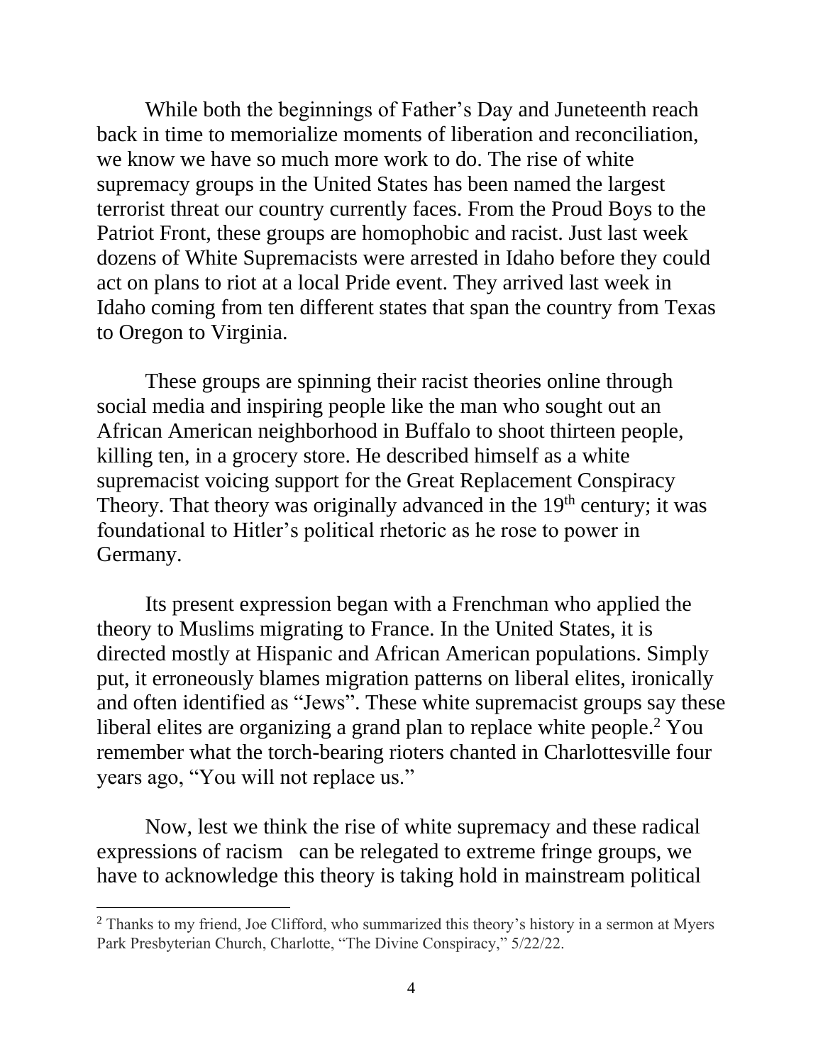While both the beginnings of Father's Day and Juneteenth reach back in time to memorialize moments of liberation and reconciliation, we know we have so much more work to do. The rise of white supremacy groups in the United States has been named the largest terrorist threat our country currently faces. From the Proud Boys to the Patriot Front, these groups are homophobic and racist. Just last week dozens of White Supremacists were arrested in Idaho before they could act on plans to riot at a local Pride event. They arrived last week in Idaho coming from ten different states that span the country from Texas to Oregon to Virginia.

These groups are spinning their racist theories online through social media and inspiring people like the man who sought out an African American neighborhood in Buffalo to shoot thirteen people, killing ten, in a grocery store. He described himself as a white supremacist voicing support for the Great Replacement Conspiracy Theory. That theory was originally advanced in the 19th century; it was foundational to Hitler's political rhetoric as he rose to power in Germany.

Its present expression began with a Frenchman who applied the theory to Muslims migrating to France. In the United States, it is directed mostly at Hispanic and African American populations. Simply put, it erroneously blames migration patterns on liberal elites, ironically and often identified as "Jews". These white supremacist groups say these liberal elites are organizing a grand plan to replace white people.[2] You remember what the torch-bearing rioters chanted in Charlottesville four years ago, "You will not replace us."

Now, lest we think the rise of white supremacy and these radical expressions of racism can be relegated to extreme fringe groups, we have to acknowledge this theory is taking hold in mainstream political

---

[2] Thanks to my friend, Joe Clifford, who summarized this theory's history in a sermon at Myers Park Presbyterian Church, Charlotte, "The Divine Conspiracy," 5/22/22.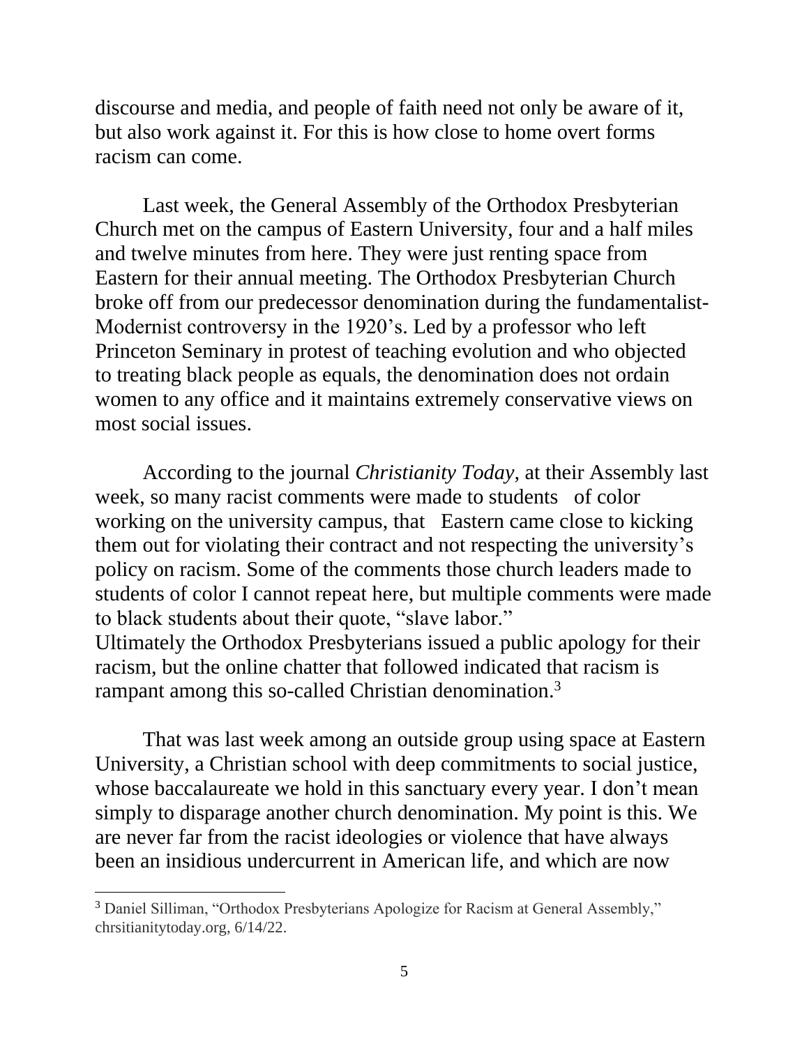discourse and media, and people of faith need not only be aware of it, but also work against it. For this is how close to home overt forms racism can come.

Last week, the General Assembly of the Orthodox Presbyterian Church met on the campus of Eastern University, four and a half miles and twelve minutes from here. They were just renting space from Eastern for their annual meeting. The Orthodox Presbyterian Church broke off from our predecessor denomination during the fundamentalist-Modernist controversy in the 1920's. Led by a professor who left Princeton Seminary in protest of teaching evolution and who objected to treating black people as equals, the denomination does not ordain women to any office and it maintains extremely conservative views on most social issues.

According to the journal *Christianity Today*, at their Assembly last week, so many racist comments were made to students of color working on the university campus, that Eastern came close to kicking them out for violating their contract and not respecting the university's policy on racism. Some of the comments those church leaders made to students of color I cannot repeat here, but multiple comments were made to black students about their quote, "slave labor."
Ultimately the Orthodox Presbyterians issued a public apology for their racism, but the online chatter that followed indicated that racism is rampant among this so-called Christian denomination.[3]

That was last week among an outside group using space at Eastern University, a Christian school with deep commitments to social justice, whose baccalaureate we hold in this sanctuary every year. I don't mean simply to disparage another church denomination. My point is this. We are never far from the racist ideologies or violence that have always been an insidious undercurrent in American life, and which are now

---

[3] Daniel Silliman, "Orthodox Presbyterians Apologize for Racism at General Assembly," chrsitianitytoday.org, 6/14/22.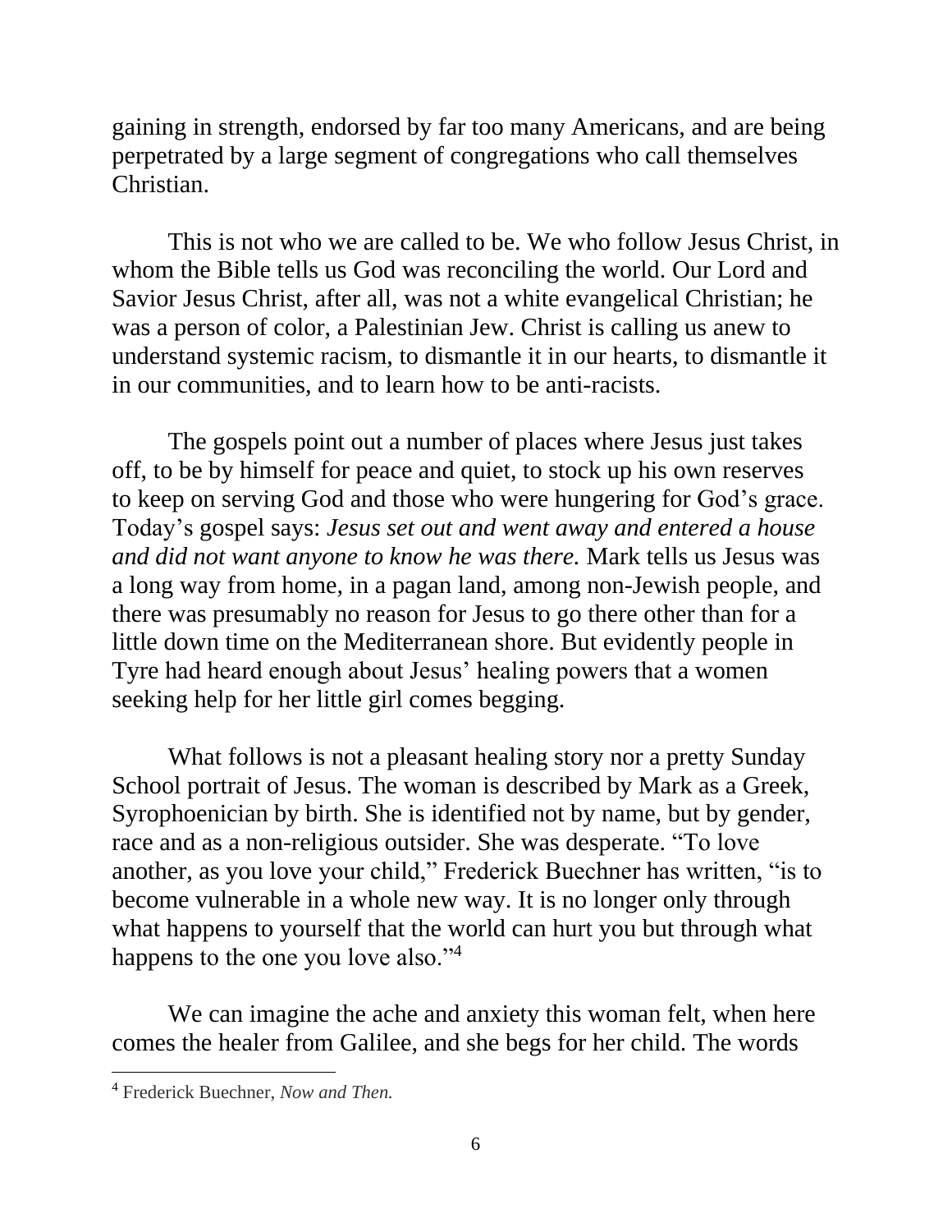gaining in strength, endorsed by far too many Americans, and are being perpetrated by a large segment of congregations who call themselves Christian.

This is not who we are called to be. We who follow Jesus Christ, in whom the Bible tells us God was reconciling the world. Our Lord and Savior Jesus Christ, after all, was not a white evangelical Christian; he was a person of color, a Palestinian Jew. Christ is calling us anew to understand systemic racism, to dismantle it in our hearts, to dismantle it in our communities, and to learn how to be anti-racists.

The gospels point out a number of places where Jesus just takes off, to be by himself for peace and quiet, to stock up his own reserves to keep on serving God and those who were hungering for God's grace. Today's gospel says: *Jesus set out and went away and entered a house and did not want anyone to know he was there.* Mark tells us Jesus was a long way from home, in a pagan land, among non-Jewish people, and there was presumably no reason for Jesus to go there other than for a little down time on the Mediterranean shore. But evidently people in Tyre had heard enough about Jesus' healing powers that a women seeking help for her little girl comes begging.

What follows is not a pleasant healing story nor a pretty Sunday School portrait of Jesus. The woman is described by Mark as a Greek, Syrophoenician by birth. She is identified not by name, but by gender, race and as a non-religious outsider. She was desperate. "To love another, as you love your child," Frederick Buechner has written, "is to become vulnerable in a whole new way. It is no longer only through what happens to yourself that the world can hurt you but through what happens to the one you love also."[4]

We can imagine the ache and anxiety this woman felt, when here comes the healer from Galilee, and she begs for her child. The words

---

[4] Frederick Buechner, *Now and Then.*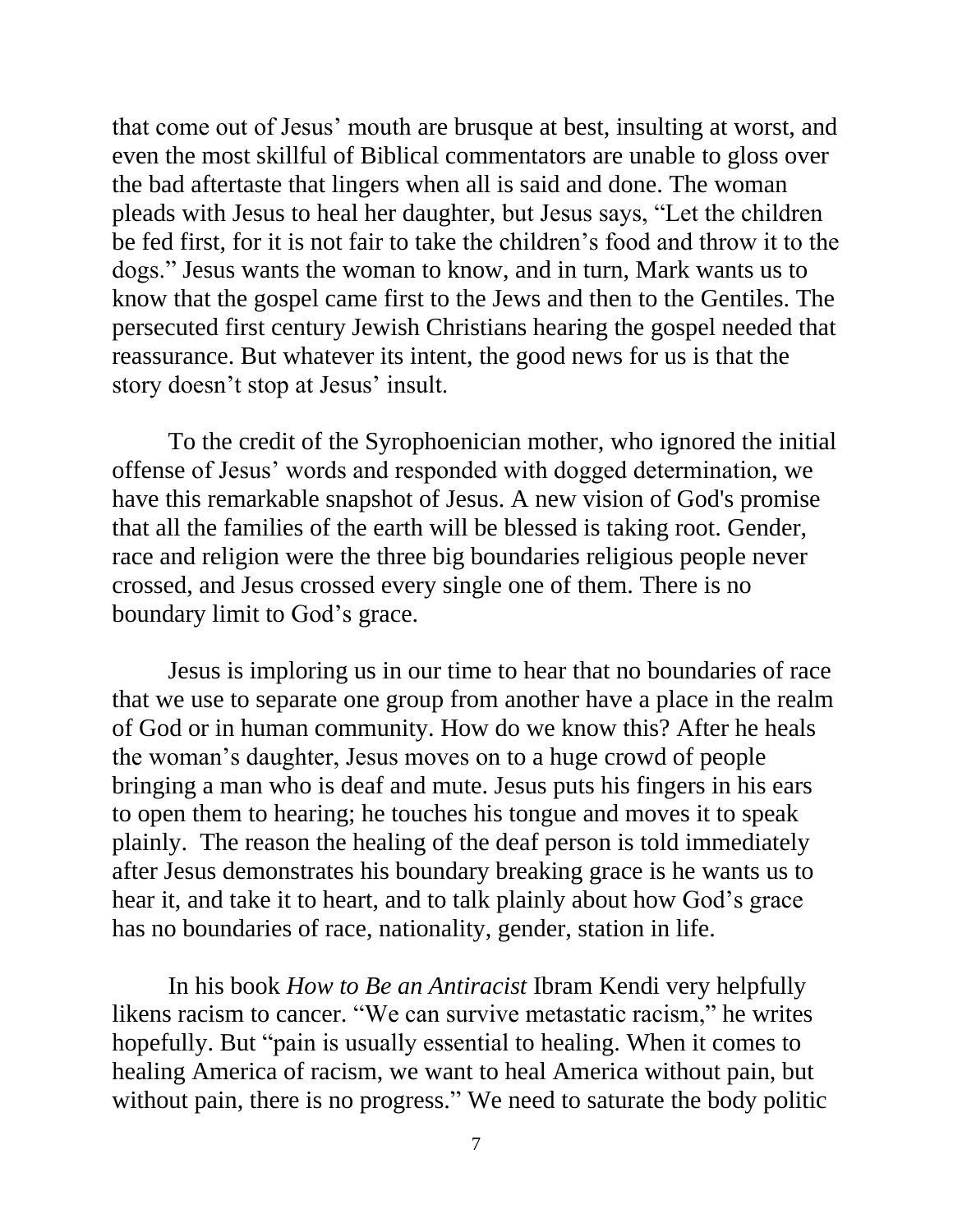that come out of Jesus' mouth are brusque at best, insulting at worst, and even the most skillful of Biblical commentators are unable to gloss over the bad aftertaste that lingers when all is said and done. The woman pleads with Jesus to heal her daughter, but Jesus says, "Let the children be fed first, for it is not fair to take the children's food and throw it to the dogs." Jesus wants the woman to know, and in turn, Mark wants us to know that the gospel came first to the Jews and then to the Gentiles. The persecuted first century Jewish Christians hearing the gospel needed that reassurance. But whatever its intent, the good news for us is that the story doesn't stop at Jesus' insult.

To the credit of the Syrophoenician mother, who ignored the initial offense of Jesus' words and responded with dogged determination, we have this remarkable snapshot of Jesus. A new vision of God's promise that all the families of the earth will be blessed is taking root. Gender, race and religion were the three big boundaries religious people never crossed, and Jesus crossed every single one of them. There is no boundary limit to God's grace.

Jesus is imploring us in our time to hear that no boundaries of race that we use to separate one group from another have a place in the realm of God or in human community. How do we know this? After he heals the woman's daughter, Jesus moves on to a huge crowd of people bringing a man who is deaf and mute. Jesus puts his fingers in his ears to open them to hearing; he touches his tongue and moves it to speak plainly. The reason the healing of the deaf person is told immediately after Jesus demonstrates his boundary breaking grace is he wants us to hear it, and take it to heart, and to talk plainly about how God's grace has no boundaries of race, nationality, gender, station in life.

In his book *How to Be an Antiracist* Ibram Kendi very helpfully likens racism to cancer. "We can survive metastatic racism," he writes hopefully. But "pain is usually essential to healing. When it comes to healing America of racism, we want to heal America without pain, but without pain, there is no progress." We need to saturate the body politic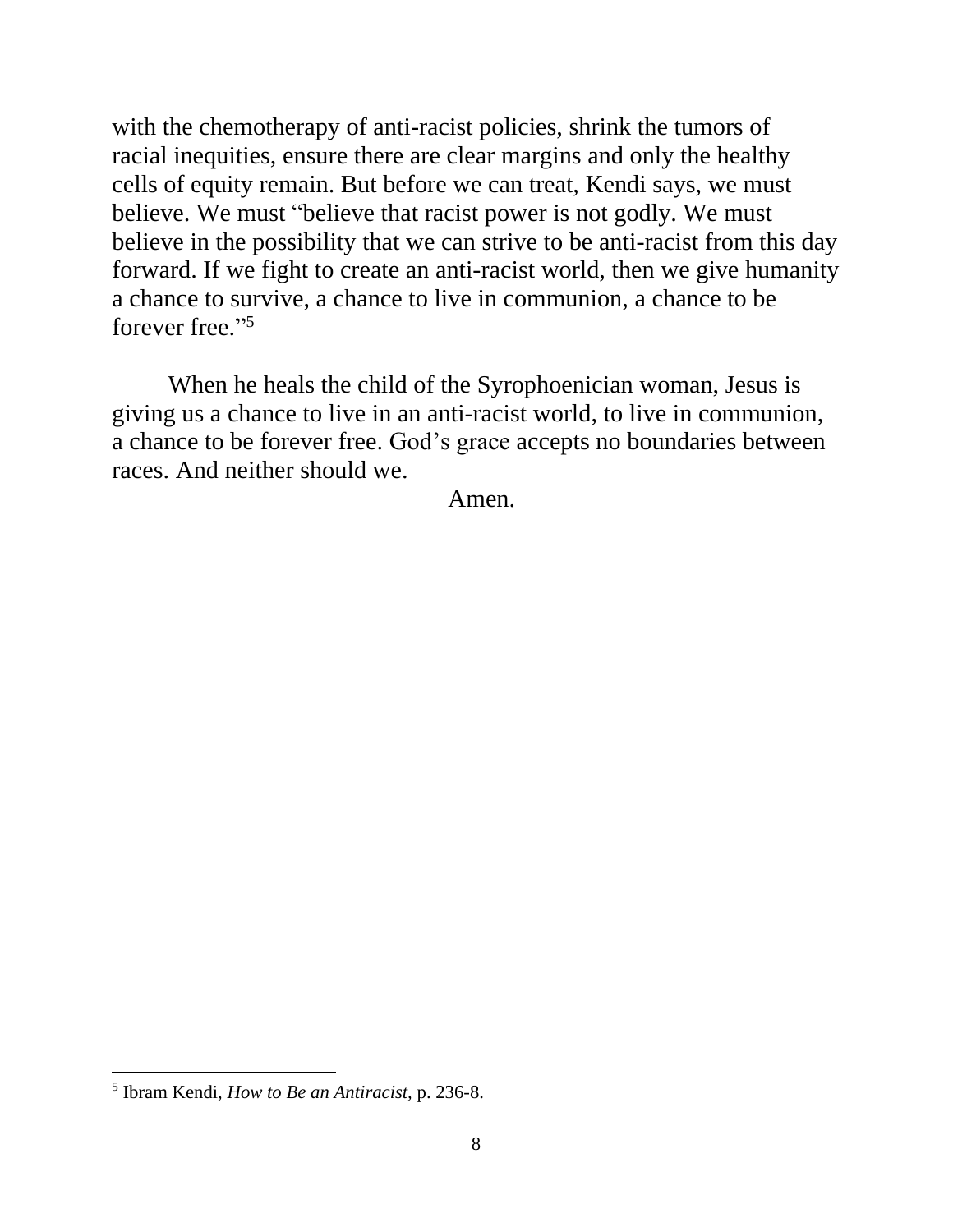with the chemotherapy of anti-racist policies, shrink the tumors of racial inequities, ensure there are clear margins and only the healthy cells of equity remain. But before we can treat, Kendi says, we must believe. We must "believe that racist power is not godly. We must believe in the possibility that we can strive to be anti-racist from this day forward. If we fight to create an anti-racist world, then we give humanity a chance to survive, a chance to live in communion, a chance to be forever free."[5]

When he heals the child of the Syrophoenician woman, Jesus is giving us a chance to live in an anti-racist world, to live in communion, a chance to be forever free. God's grace accepts no boundaries between races. And neither should we.

Amen.

---

[5] Ibram Kendi, *How to Be an Antiracist*, p. 236-8.